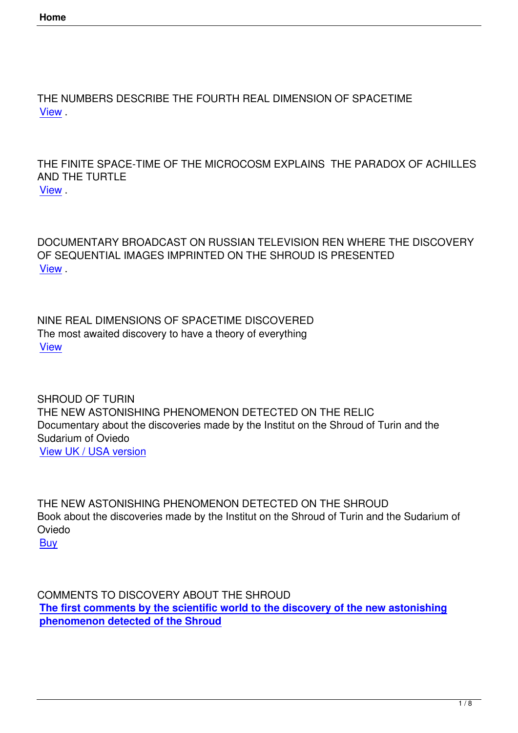THE NUMBERS DESCRIBE THE FOURTH REAL DIMENSION OF SPACETIME
View .

THE FINITE SPACE-TIME OF THE MICROCOSM EXPLAINS THE PARADOX OF ACHILLES AND THE TURTLE
View .

DOCUMENTARY BROADCAST ON RUSSIAN TELEVISION REN WHERE THE DISCOVERY OF SEQUENTIAL IMAGES IMPRINTED ON THE SHROUD IS PRESENTED
View .

NINE REAL DIMENSIONS OF SPACETIME DISCOVERED
The most awaited discovery to have a theory of everything
View

SHROUD OF TURIN
THE NEW ASTONISHING PHENOMENON DETECTED ON THE RELIC
Documentary about the discoveries made by the Institut on the Shroud of Turin and the Sudarium of Oviedo
View UK / USA version

THE NEW ASTONISHING PHENOMENON DETECTED ON THE SHROUD
Book about the discoveries made by the Institut on the Shroud of Turin and the Sudarium of Oviedo
Buy

COMMENTS TO DISCOVERY ABOUT THE SHROUD
**The first comments by the scientific world to the discovery of the new astonishing phenomenon detected of the Shroud**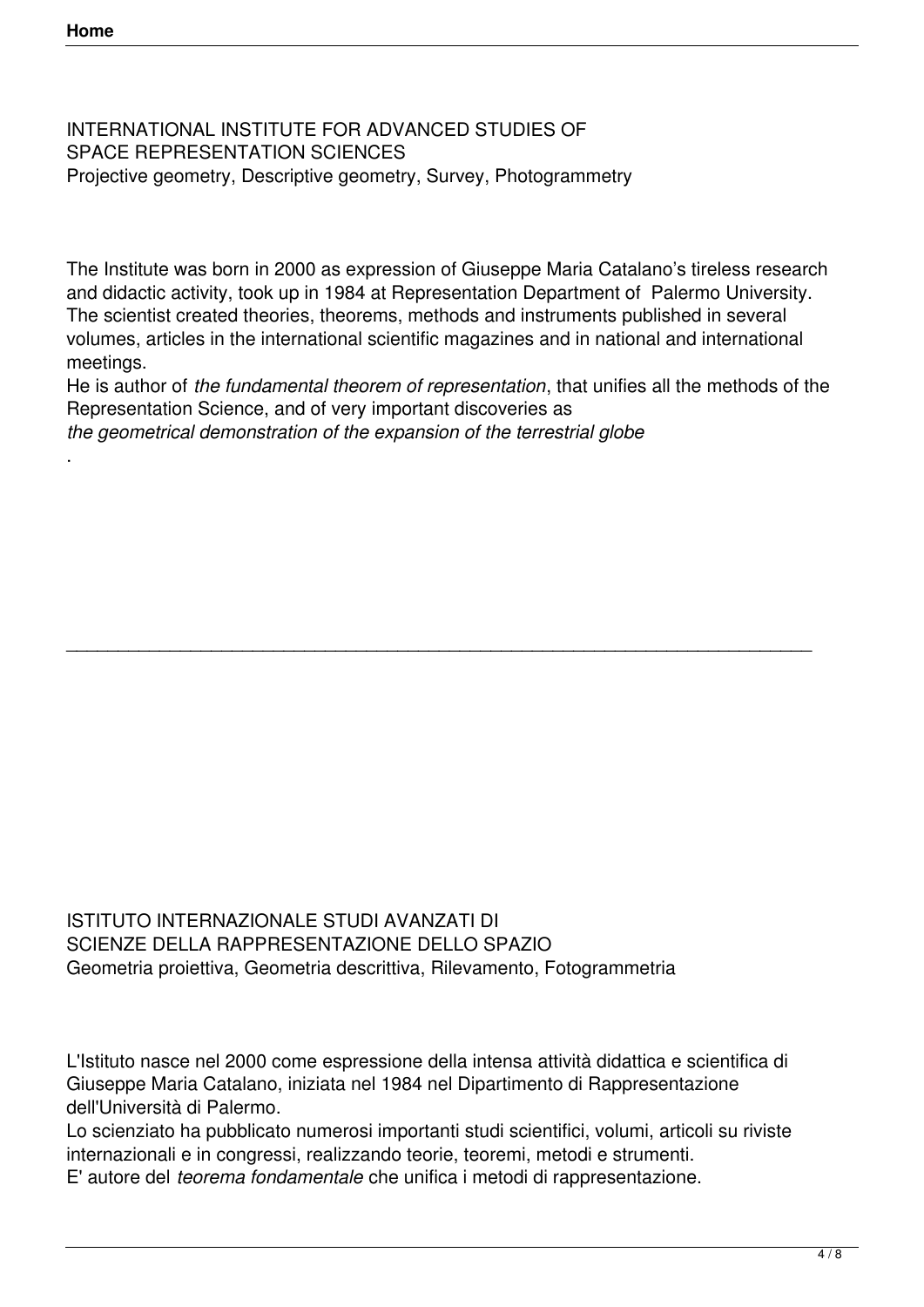INTERNATIONAL INSTITUTE FOR ADVANCED STUDIES OF
SPACE REPRESENTATION SCIENCES
Projective geometry, Descriptive geometry, Survey, Photogrammetry

The Institute was born in 2000 as expression of Giuseppe Maria Catalano's tireless research and didactic activity, took up in 1984 at Representation Department of Palermo University. The scientist created theories, theorems, methods and instruments published in several volumes, articles in the international scientific magazines and in national and international meetings.
He is author of *the fundamental theorem of representation*, that unifies all the methods of the Representation Science, and of very important discoveries as
*the geometrical demonstration of the expansion of the terrestrial globe*
.

---

ISTITUTO INTERNAZIONALE STUDI AVANZATI DI
SCIENZE DELLA RAPPRESENTAZIONE DELLO SPAZIO
Geometria proiettiva, Geometria descrittiva, Rilevamento, Fotogrammetria

L'Istituto nasce nel 2000 come espressione della intensa attività didattica e scientifica di Giuseppe Maria Catalano, iniziata nel 1984 nel Dipartimento di Rappresentazione dell'Università di Palermo.
Lo scienziato ha pubblicato numerosi importanti studi scientifici, volumi, articoli su riviste internazionali e in congressi, realizzando teorie, teoremi, metodi e strumenti.
E' autore del *teorema fondamentale* che unifica i metodi di rappresentazione.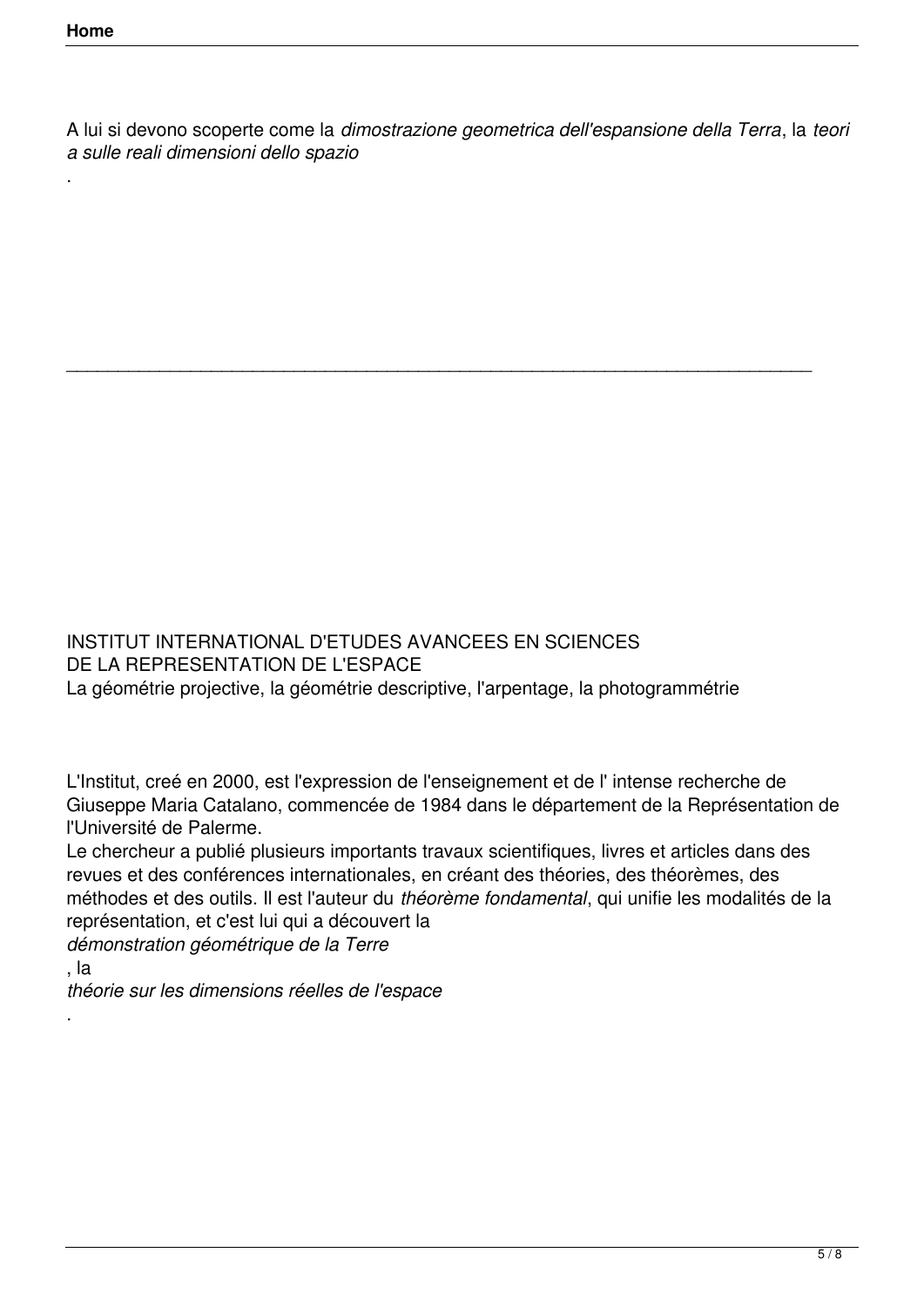A lui si devono scoperte come la *dimostrazione geometrica dell'espansione della Terra*, la *teoria sulle reali dimensioni dello spazio*.

---

INSTITUT INTERNATIONAL D'ETUDES AVANCEES EN SCIENCES DE LA REPRESENTATION DE L'ESPACE

La géométrie projective, la géométrie descriptive, l'arpentage, la photogrammétrie

L'Institut, creé en 2000, est l'expression de l'enseignement et de l' intense recherche de Giuseppe Maria Catalano, commencée de 1984 dans le département de la Représentation de l'Université de Palerme.

Le chercheur a publié plusieurs importants travaux scientifiques, livres et articles dans des revues et des conférences internationales, en créant des théories, des théorèmes, des méthodes et des outils. Il est l'auteur du *théorème fondamental*, qui unifie les modalités de la représentation, et c'est lui qui a découvert la *démonstration géométrique de la Terre*, la *théorie sur les dimensions réelles de l'espace*.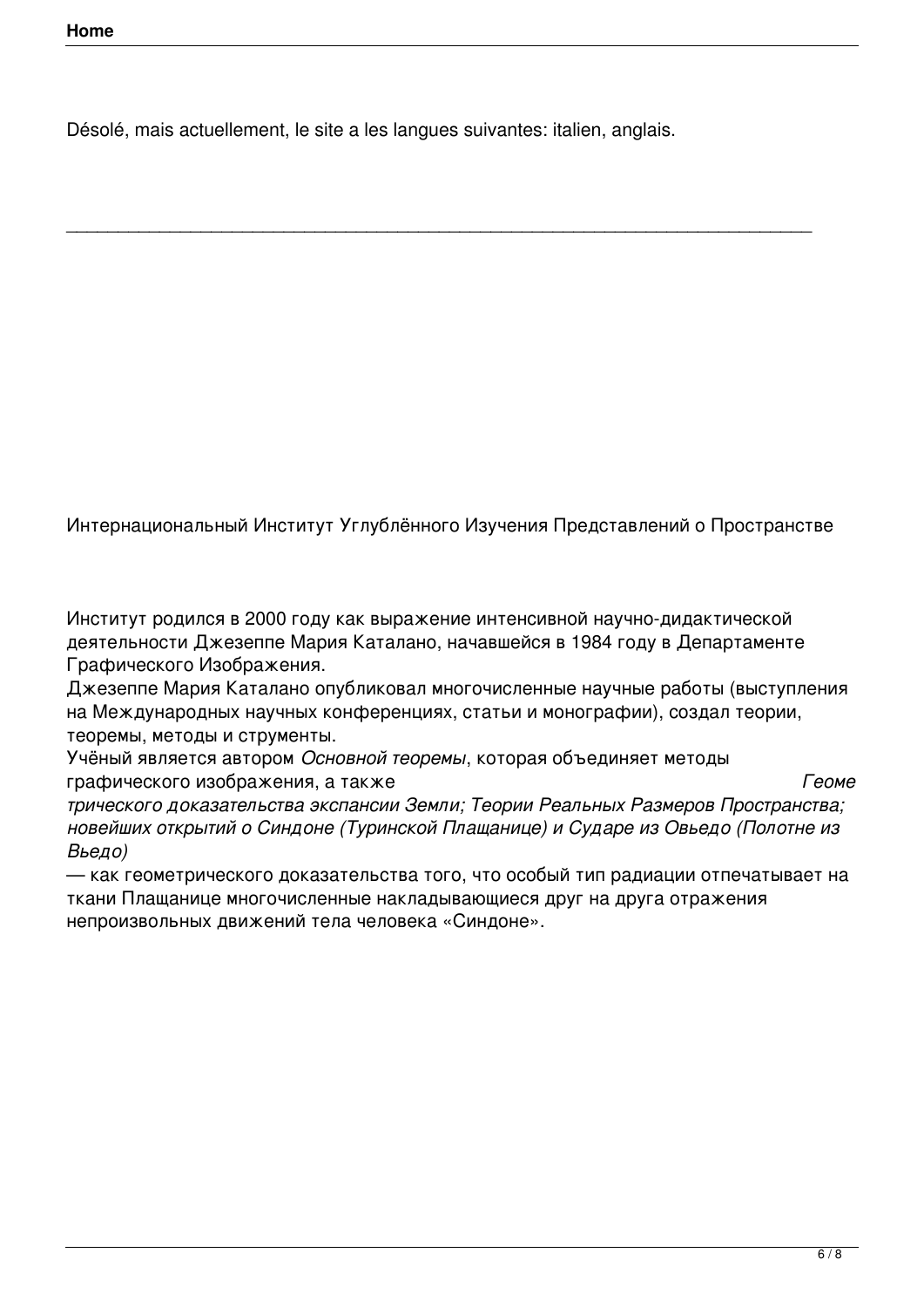Désolé, mais actuellement, le site a les langues suivantes: italien, anglais.

---

Интернациональный Институт Углублённого Изучения Представлений о Пространстве

Институт родился в 2000 году как выражение интенсивной научно-дидактической деятельности Джезеппе Мария Каталано, начавшейся в 1984 году в Департаменте Графического Изображения.
Джезеппе Мария Каталано опубликовал многочисленные научные работы (выступления на Международных научных конференциях, статьи и монографии), создал теории, теоремы, методы и струменты.
Учёный является автором *Основной теоремы*, которая объединяет методы графического изображения, а также *Геометрического доказательства экспансии Земли; Теории Реальных Размеров Пространства; новейших открытий о Синдоне (Туринской Плащанице) и Сударе из Овьедо (Полотне из Вьедо)* — как геометрического доказательства того, что особый тип радиации отпечатывает на ткани Плащанице многочисленные накладывающиеся друг на друга отражения непроизвольных движений тела человека «Синдоне».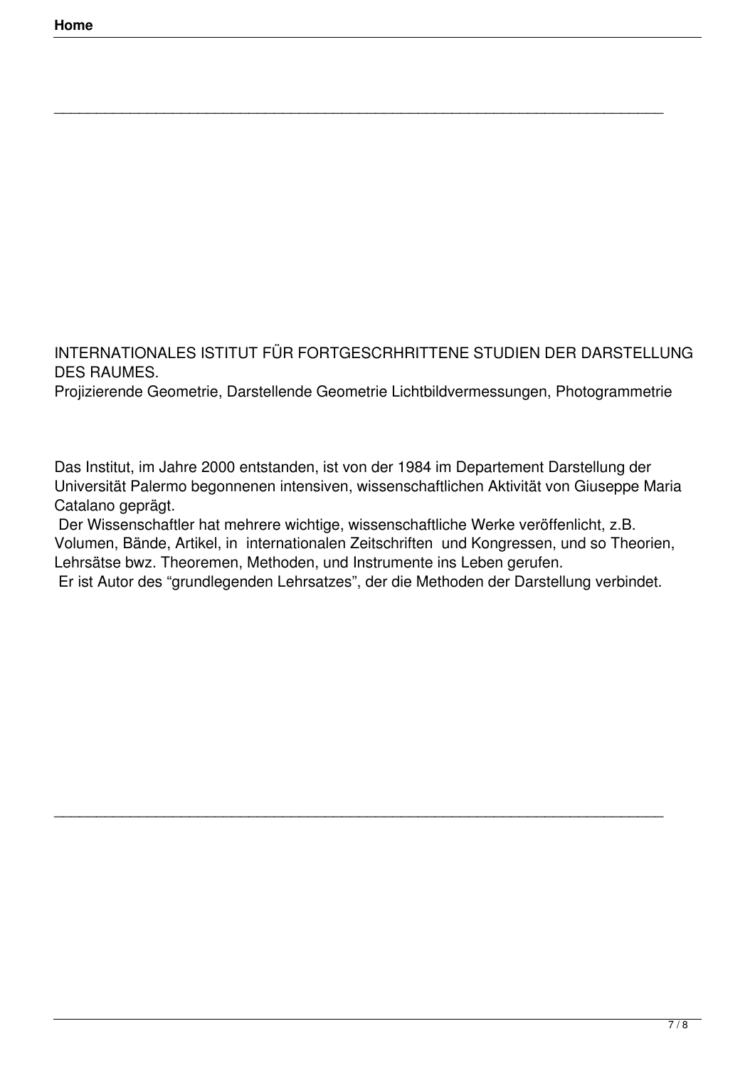INTERNATIONALES ISTITUT FÜR FORTGESCRHRITTENE STUDIEN DER DARSTELLUNG DES RAUMES.

Projizierende Geometrie, Darstellende Geometrie Lichtbildvermessungen, Photogrammetrie

Das Institut, im Jahre 2000 entstanden, ist von der 1984 im Departement Darstellung der Universität Palermo begonnenen intensiven, wissenschaftlichen Aktivität von Giuseppe Maria Catalano geprägt.

Der Wissenschaftler hat mehrere wichtige, wissenschaftliche Werke veröffenlicht, z.B. Volumen, Bände, Artikel, in internationalen Zeitschriften und Kongressen, und so Theorien, Lehrsätse bwz. Theoremen, Methoden, und Instrumente ins Leben gerufen.

Er ist Autor des "grundlegenden Lehrsatzes", der die Methoden der Darstellung verbindet.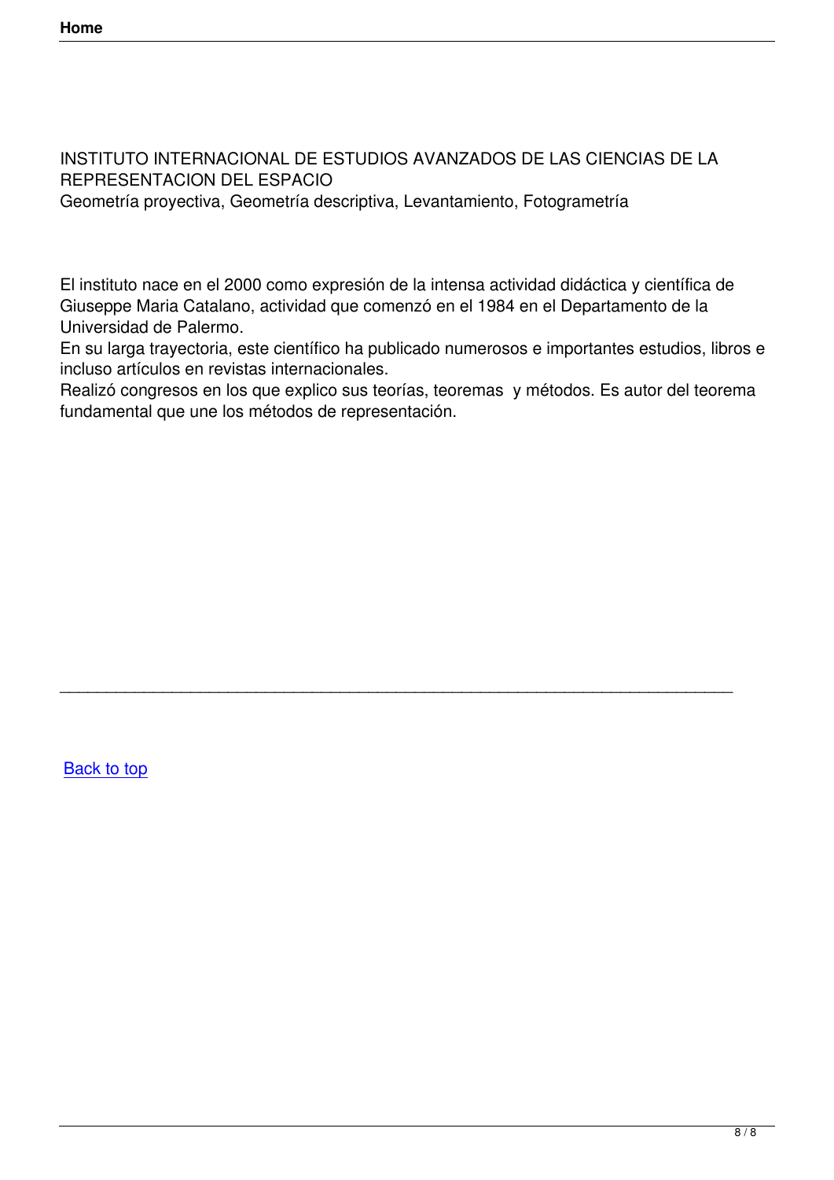INSTITUTO INTERNACIONAL DE ESTUDIOS AVANZADOS DE LAS CIENCIAS DE LA REPRESENTACION DEL ESPACIO
Geometría proyectiva, Geometría descriptiva, Levantamiento, Fotogrametría

El instituto nace en el 2000 como expresión de la intensa actividad didáctica y científica de Giuseppe Maria Catalano, actividad que comenzó en el 1984 en el Departamento de la Universidad de Palermo.
En su larga trayectoria, este científico ha publicado numerosos e importantes estudios, libros e incluso artículos en revistas internacionales.
Realizó congresos en los que explico sus teorías, teoremas  y métodos. Es autor del teorema fundamental que une los métodos de representación.

---

Back to top